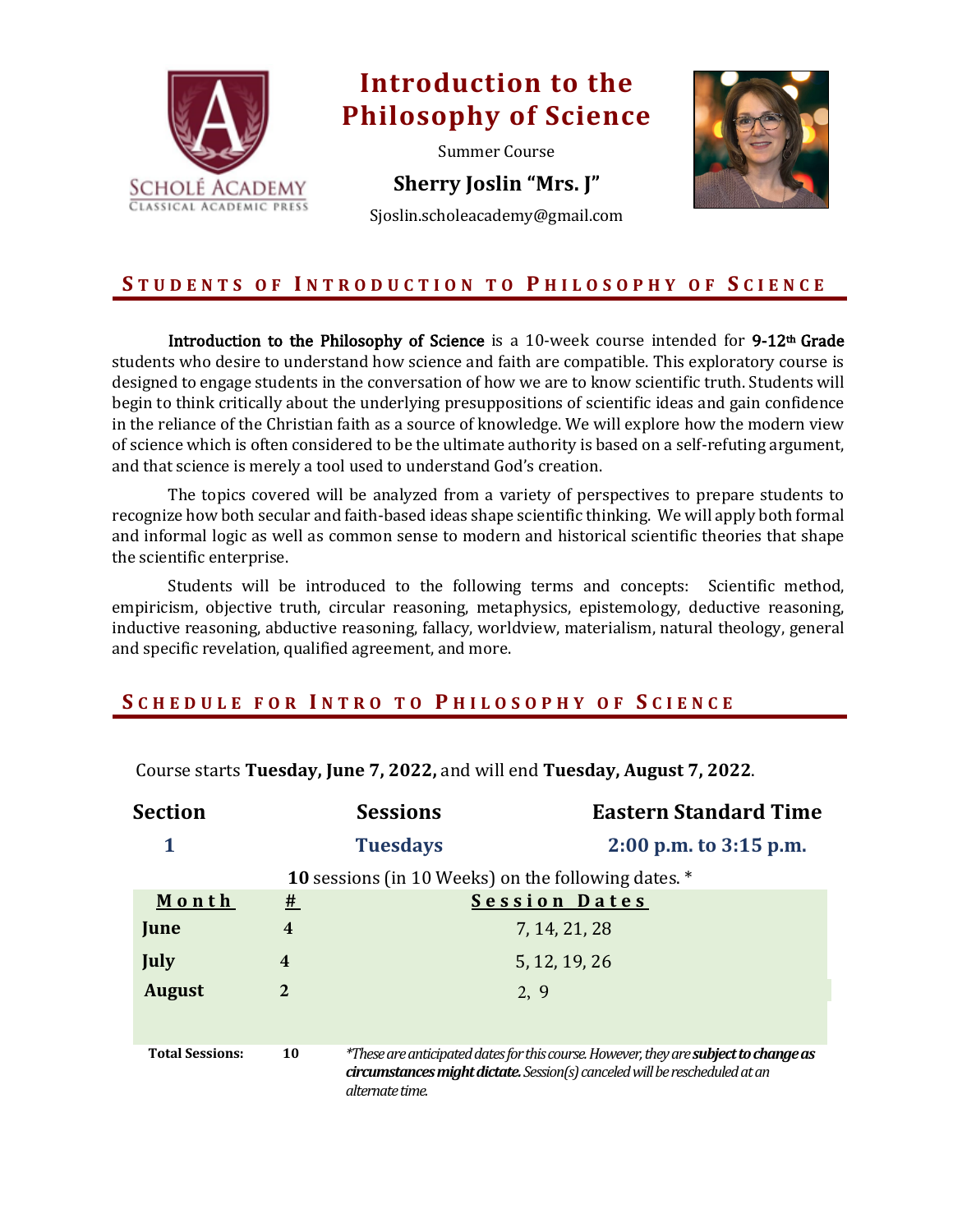# Introduction to the Philosophy of Science

Summer Course

**Sherry Joslin "Mrs. J"**

Sjoslin.scholeacademy@gmail.com

## Students of Introduction to Philosophy of Science

**Introduction to the Philosophy of Science** is a 10-week course intended for **9-12th Grade** students who desire to understand how science and faith are compatible. This exploratory course is designed to engage students in the conversation of how we are to know scientific truth. Students will begin to think critically about the underlying presuppositions of scientific ideas and gain confidence in the reliance of the Christian faith as a source of knowledge. We will explore how the modern view of science which is often considered to be the ultimate authority is based on a self-refuting argument, and that science is merely a tool used to understand God's creation.

The topics covered will be analyzed from a variety of perspectives to prepare students to recognize how both secular and faith-based ideas shape scientific thinking. We will apply both formal and informal logic as well as common sense to modern and historical scientific theories that shape the scientific enterprise.

Students will be introduced to the following terms and concepts: Scientific method, empiricism, objective truth, circular reasoning, metaphysics, epistemology, deductive reasoning, inductive reasoning, abductive reasoning, fallacy, worldview, materialism, natural theology, general and specific revelation, qualified agreement, and more.

## Schedule for Intro to Philosophy of Science

Course starts **Tuesday, June 7, 2022,** and will end **Tuesday, August 7, 2022**.

| Section | Sessions | Eastern Standard Time |
|---|---|---|
| **1** | **Tuesdays** | **2:00 p.m. to 3:15 p.m.** |

**10** sessions (in 10 Weeks) on the following dates. *

| Month | # | Session Dates |
|---|---|---|
| **June** | **4** | 7, 14, 21, 28 |
| **July** | 4 | 5, 12, 19, 26 |
| **August** | **2** | 2, 9 |
| **Total Sessions:** | **10** | *These are anticipated dates for this course. However, they are **subject to change as circumstances might dictate.** Session(s) canceled will be rescheduled at an alternate time.* |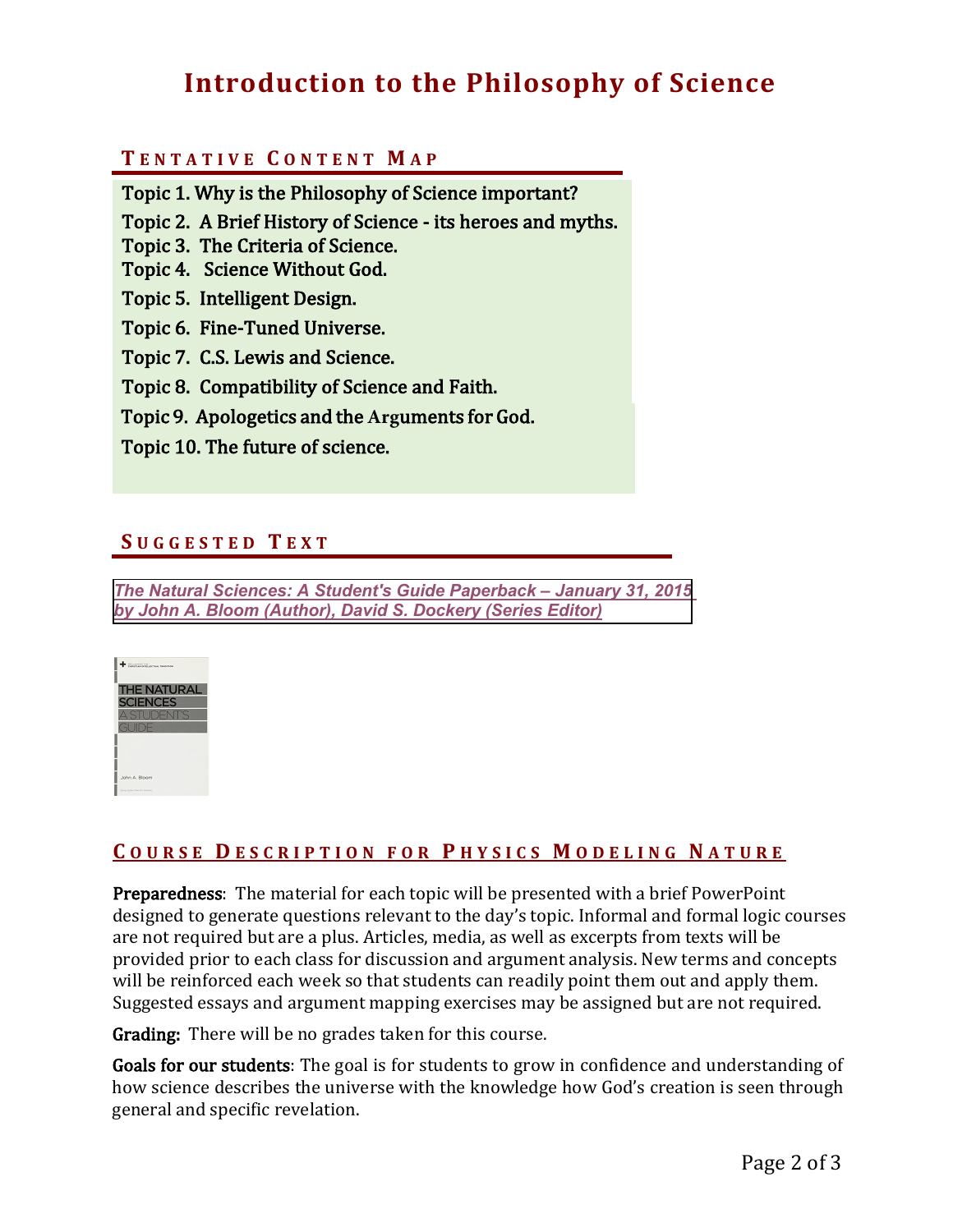# Introduction to the Philosophy of Science

## Tentative Content Map

- Topic 1. Why is the Philosophy of Science important?
- Topic 2. A Brief History of Science - its heroes and myths.
- Topic 3. The Criteria of Science.
- Topic 4. Science Without God.
- Topic 5. Intelligent Design.
- Topic 6. Fine-Tuned Universe.
- Topic 7. C.S. Lewis and Science.
- Topic 8. Compatibility of Science and Faith.
- Topic 9. Apologetics and the Arguments for God.
- Topic 10. The future of science.

## Suggested Text

***The Natural Sciences: A Student's Guide Paperback – January 31, 2015 by John A. Bloom (Author), David S. Dockery (Series Editor)***

## Course Description for Physics Modeling Nature

**Preparedness**: The material for each topic will be presented with a brief PowerPoint designed to generate questions relevant to the day's topic. Informal and formal logic courses are not required but are a plus. Articles, media, as well as excerpts from texts will be provided prior to each class for discussion and argument analysis. New terms and concepts will be reinforced each week so that students can readily point them out and apply them. Suggested essays and argument mapping exercises may be assigned but are not required.

**Grading:** There will be no grades taken for this course.

**Goals for our students**: The goal is for students to grow in confidence and understanding of how science describes the universe with the knowledge how God's creation is seen through general and specific revelation.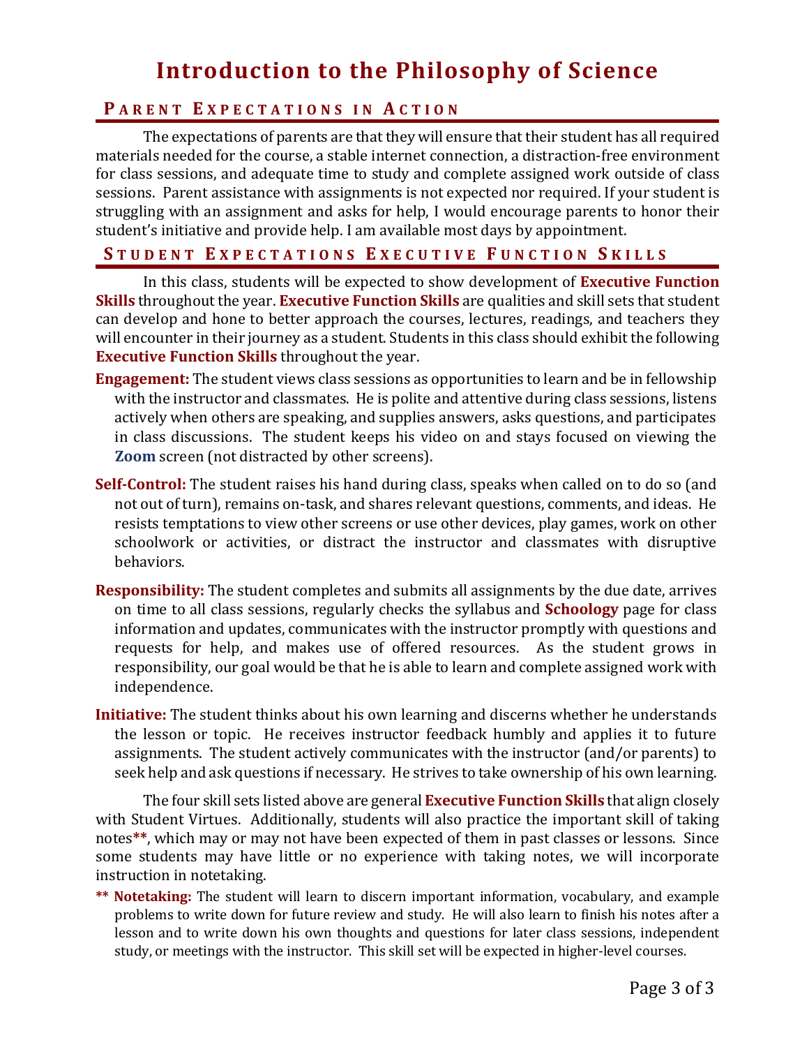# Introduction to the Philosophy of Science

## PARENT EXPECTATIONS IN ACTION

The expectations of parents are that they will ensure that their student has all required materials needed for the course, a stable internet connection, a distraction-free environment for class sessions, and adequate time to study and complete assigned work outside of class sessions. Parent assistance with assignments is not expected nor required. If your student is struggling with an assignment and asks for help, I would encourage parents to honor their student's initiative and provide help. I am available most days by appointment.

## STUDENT EXPECTATIONS EXECUTIVE FUNCTION SKILLS

In this class, students will be expected to show development of **Executive Function Skills** throughout the year. **Executive Function Skills** are qualities and skill sets that student can develop and hone to better approach the courses, lectures, readings, and teachers they will encounter in their journey as a student. Students in this class should exhibit the following **Executive Function Skills** throughout the year.

**Engagement:** The student views class sessions as opportunities to learn and be in fellowship with the instructor and classmates. He is polite and attentive during class sessions, listens actively when others are speaking, and supplies answers, asks questions, and participates in class discussions. The student keeps his video on and stays focused on viewing the **Zoom** screen (not distracted by other screens).

**Self-Control:** The student raises his hand during class, speaks when called on to do so (and not out of turn), remains on-task, and shares relevant questions, comments, and ideas. He resists temptations to view other screens or use other devices, play games, work on other schoolwork or activities, or distract the instructor and classmates with disruptive behaviors.

**Responsibility:** The student completes and submits all assignments by the due date, arrives on time to all class sessions, regularly checks the syllabus and **Schoology** page for class information and updates, communicates with the instructor promptly with questions and requests for help, and makes use of offered resources. As the student grows in responsibility, our goal would be that he is able to learn and complete assigned work with independence.

**Initiative:** The student thinks about his own learning and discerns whether he understands the lesson or topic. He receives instructor feedback humbly and applies it to future assignments. The student actively communicates with the instructor (and/or parents) to seek help and ask questions if necessary. He strives to take ownership of his own learning.

The four skill sets listed above are general **Executive Function Skills** that align closely with Student Virtues. Additionally, students will also practice the important skill of taking notes**, which may or may not have been expected of them in past classes or lessons. Since some students may have little or no experience with taking notes, we will incorporate instruction in notetaking.

** **Notetaking:** The student will learn to discern important information, vocabulary, and example problems to write down for future review and study. He will also learn to finish his notes after a lesson and to write down his own thoughts and questions for later class sessions, independent study, or meetings with the instructor. This skill set will be expected in higher-level courses.